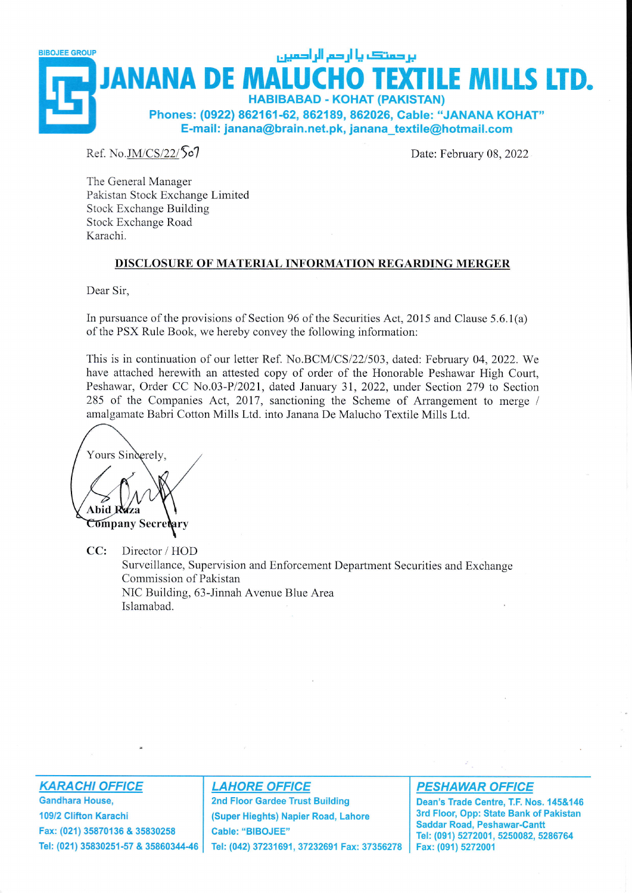BIBOJEE GROUP

برحمتک یا ارحم الراحمین

# JANANA DE MALUCHO TEXTILE MILLS LTD.

**HABIBABAD - KOHAT (PAKISTAN)**

**Phones: (0922) 862161-62, 862189, 862026, Cable: "JANANA KOHAT"**

**E-mail: janana@brain.net.pk, janana_textile@hotmail.com**

Ref. No.JM/CS/22/507

Date: February 08, 2022

The General Manager
Pakistan Stock Exchange Limited
Stock Exchange Building
Stock Exchange Road
Karachi.

**DISCLOSURE OF MATERIAL INFORMATION REGARDING MERGER**

Dear Sir,

In pursuance of the provisions of Section 96 of the Securities Act, 2015 and Clause 5.6.1(a) of the PSX Rule Book, we hereby convey the following information:

This is in continuation of our letter Ref. No.BCM/CS/22/503, dated: February 04, 2022. We have attached herewith an attested copy of order of the Honorable Peshawar High Court, Peshawar, Order CC No.03-P/2021, dated January 31, 2022, under Section 279 to Section 285 of the Companies Act, 2017, sanctioning the Scheme of Arrangement to merge / amalgamate Babri Cotton Mills Ltd. into Janana De Malucho Textile Mills Ltd.

Yours Sincerely,

**Abid Raza**
**Company Secretary**

**CC:** Director / HOD
Surveillance, Supervision and Enforcement Department Securities and Exchange Commission of Pakistan
NIC Building, 63-Jinnah Avenue Blue Area
Islamabad.

**KARACHI OFFICE**
Gandhara House,
109/2 Clifton Karachi
Fax: (021) 35870136 & 35830258
Tel: (021) 35830251-57 & 35860344-46

**LAHORE OFFICE**
2nd Floor Gardee Trust Building
(Super Hieghts) Napier Road, Lahore
Cable: "BIBOJEE"
Tel: (042) 37231691, 37232691 Fax: 37356278

**PESHAWAR OFFICE**
Dean's Trade Centre, T.F. Nos. 145&146
3rd Floor, Opp: State Bank of Pakistan
Saddar Road, Peshawar-Cantt
Tel: (091) 5272001, 5250082, 5286764
Fax: (091) 5272001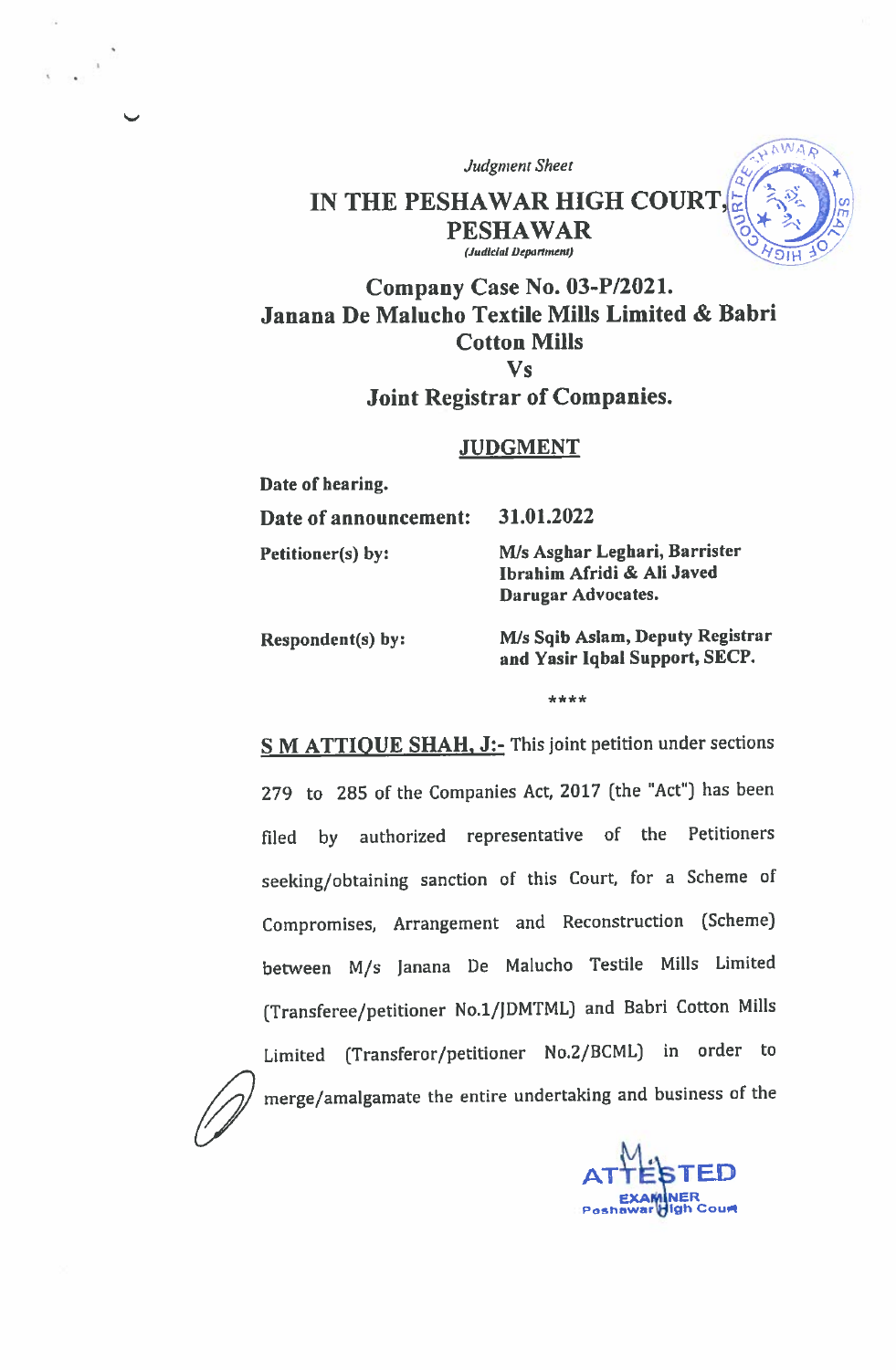*Judgment Sheet*

# IN THE PESHAWAR HIGH COURT, PESHAWAR

*(Judicial Department)*

## Company Case No. 03-P/2021.
## Janana De Malucho Textile Mills Limited & Babri Cotton Mills
## Vs
## Joint Registrar of Companies.

### JUDGMENT

| | |
|---|---|
| **Date of hearing.** | |
| **Date of announcement:** | **31.01.2022** |
| **Petitioner(s) by:** | **M/s Asghar Leghari, Barrister Ibrahim Afridi & Ali Javed Darugar Advocates.** |
| **Respondent(s) by:** | **M/s Sqib Aslam, Deputy Registrar and Yasir Iqbal Support, SECP.** |

\*\*\*\*

**S M ATTIQUE SHAH, J:-** This joint petition under sections 279 to 285 of the Companies Act, 2017 (the "Act") has been filed by authorized representative of the Petitioners seeking/obtaining sanction of this Court, for a Scheme of Compromises, Arrangement and Reconstruction (Scheme) between M/s Janana De Malucho Testile Mills Limited (Transferee/petitioner No.1/JDMTML) and Babri Cotton Mills Limited (Transferor/petitioner No.2/BCML) in order to merge/amalgamate the entire undertaking and business of the

ATTESTED
EXAMINER
Peshawar High Court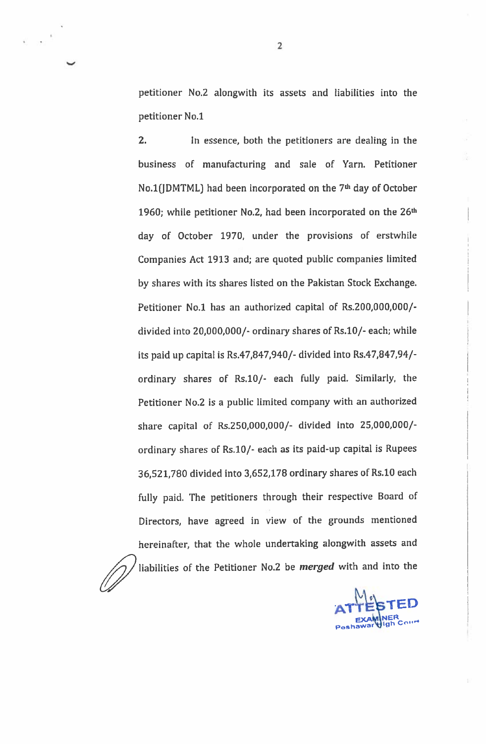petitioner No.2 alongwith its assets and liabilities into the petitioner No.1

**2.** In essence, both the petitioners are dealing in the business of manufacturing and sale of Yarn. Petitioner No.1(JDMTML) had been incorporated on the 7th day of October 1960; while petitioner No.2, had been incorporated on the 26th day of October 1970, under the provisions of erstwhile Companies Act 1913 and; are quoted public companies limited by shares with its shares listed on the Pakistan Stock Exchange. Petitioner No.1 has an authorized capital of Rs.200,000,000/- divided into 20,000,000/- ordinary shares of Rs.10/- each; while its paid up capital is Rs.47,847,940/- divided into Rs.47,847,94/- ordinary shares of Rs.10/- each fully paid. Similarly, the Petitioner No.2 is a public limited company with an authorized share capital of Rs.250,000,000/- divided into 25,000,000/- ordinary shares of Rs.10/- each as its paid-up capital is Rupees 36,521,780 divided into 3,652,178 ordinary shares of Rs.10 each fully paid. The petitioners through their respective Board of Directors, have agreed in view of the grounds mentioned hereinafter, that the whole undertaking alongwith assets and liabilities of the Petitioner No.2 be ***merged*** with and into the

ATTESTED
EXAMINER
Peshawar High Court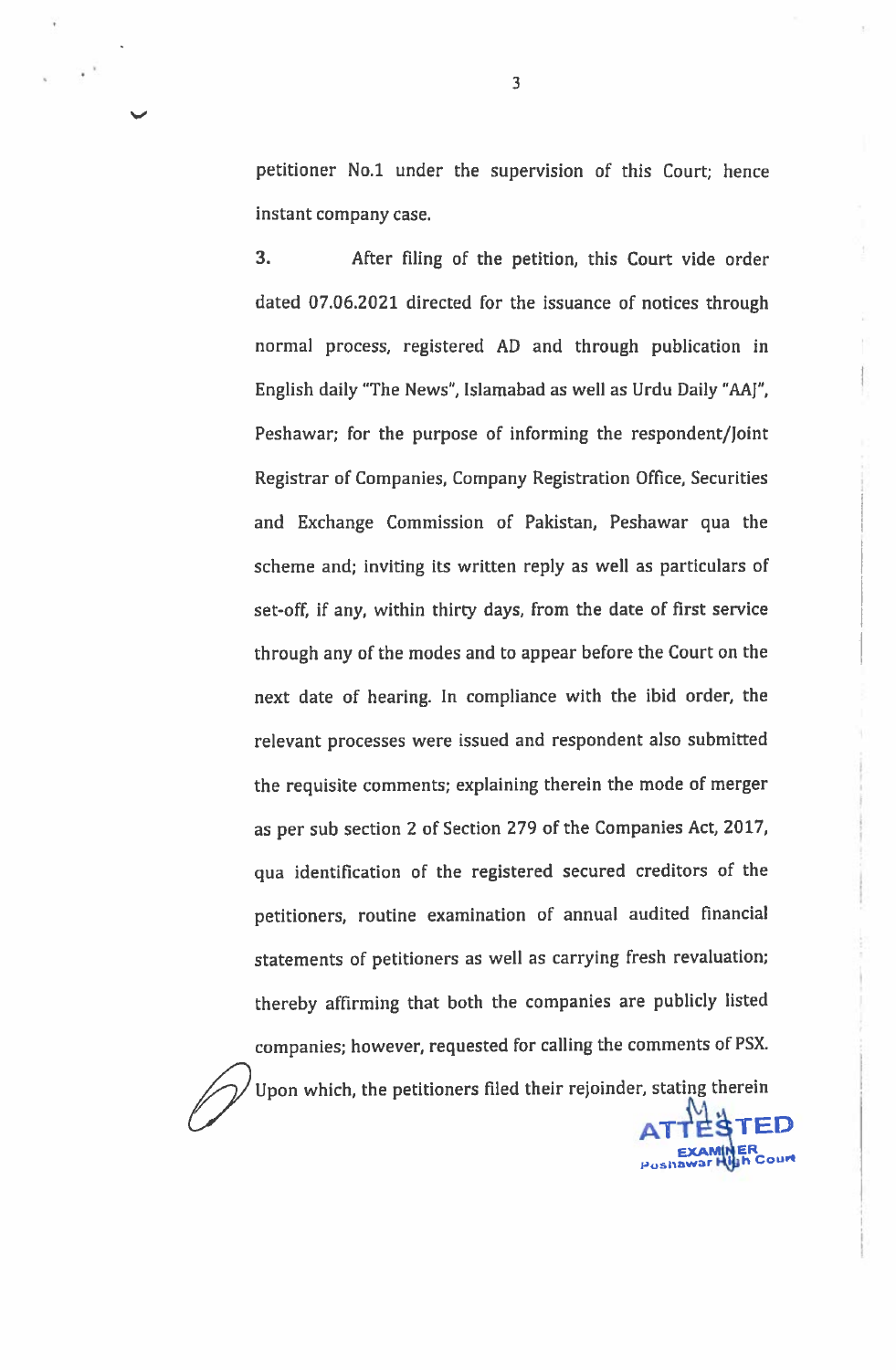petitioner No.1 under the supervision of this Court; hence instant company case.

**3.** After filing of the petition, this Court vide order dated 07.06.2021 directed for the issuance of notices through normal process, registered AD and through publication in English daily "The News", Islamabad as well as Urdu Daily "AAJ", Peshawar; for the purpose of informing the respondent/Joint Registrar of Companies, Company Registration Office, Securities and Exchange Commission of Pakistan, Peshawar qua the scheme and; inviting its written reply as well as particulars of set-off, if any, within thirty days, from the date of first service through any of the modes and to appear before the Court on the next date of hearing. In compliance with the ibid order, the relevant processes were issued and respondent also submitted the requisite comments; explaining therein the mode of merger as per sub section 2 of Section 279 of the Companies Act, 2017, qua identification of the registered secured creditors of the petitioners, routine examination of annual audited financial statements of petitioners as well as carrying fresh revaluation; thereby affirming that both the companies are publicly listed companies; however, requested for calling the comments of PSX. Upon which, the petitioners filed their rejoinder, stating therein

ATTESTED
EXAMINER
Peshawar High Court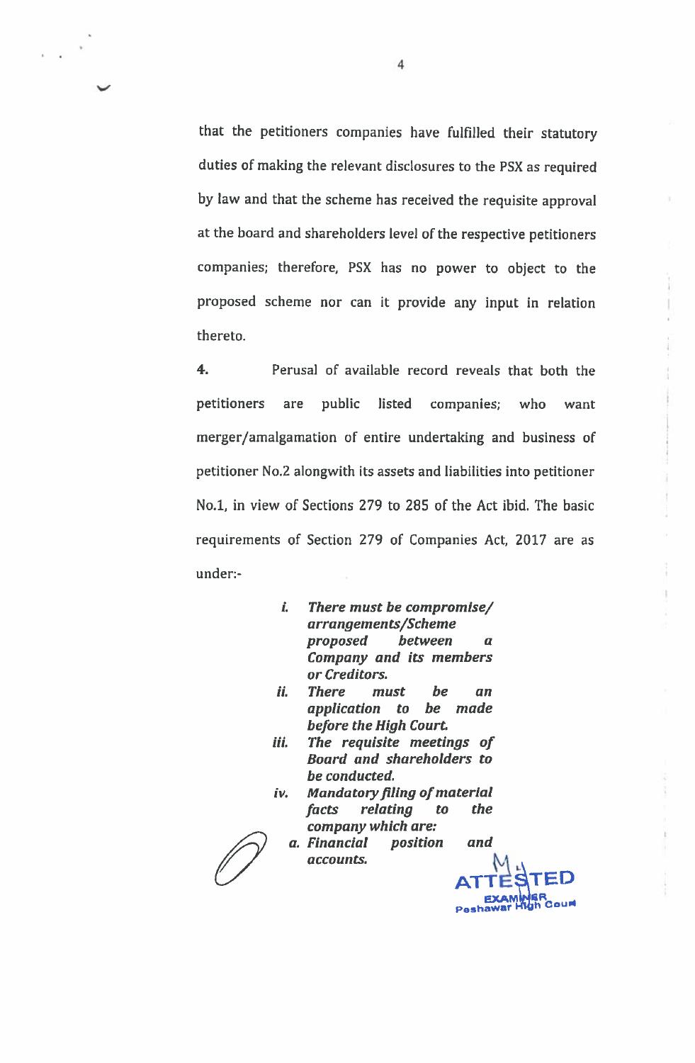that the petitioners companies have fulfilled their statutory duties of making the relevant disclosures to the PSX as required by law and that the scheme has received the requisite approval at the board and shareholders level of the respective petitioners companies; therefore, PSX has no power to object to the proposed scheme nor can it provide any input in relation thereto.

**4.** Perusal of available record reveals that both the petitioners are public listed companies; who want merger/amalgamation of entire undertaking and business of petitioner No.2 alongwith its assets and liabilities into petitioner No.1, in view of Sections 279 to 285 of the Act ibid. The basic requirements of Section 279 of Companies Act, 2017 are as under:-

> *i. There must be compromise/ arrangements/Scheme proposed between a Company and its members or Creditors.*
>
> *ii. There must be an application to be made before the High Court.*
>
> *iii. The requisite meetings of Board and shareholders to be conducted.*
>
> *iv. Mandatory filing of material facts relating to the company which are:*
>
> *a. Financial position and accounts.*

ATTESTED
EXAMINER
Peshawar High Court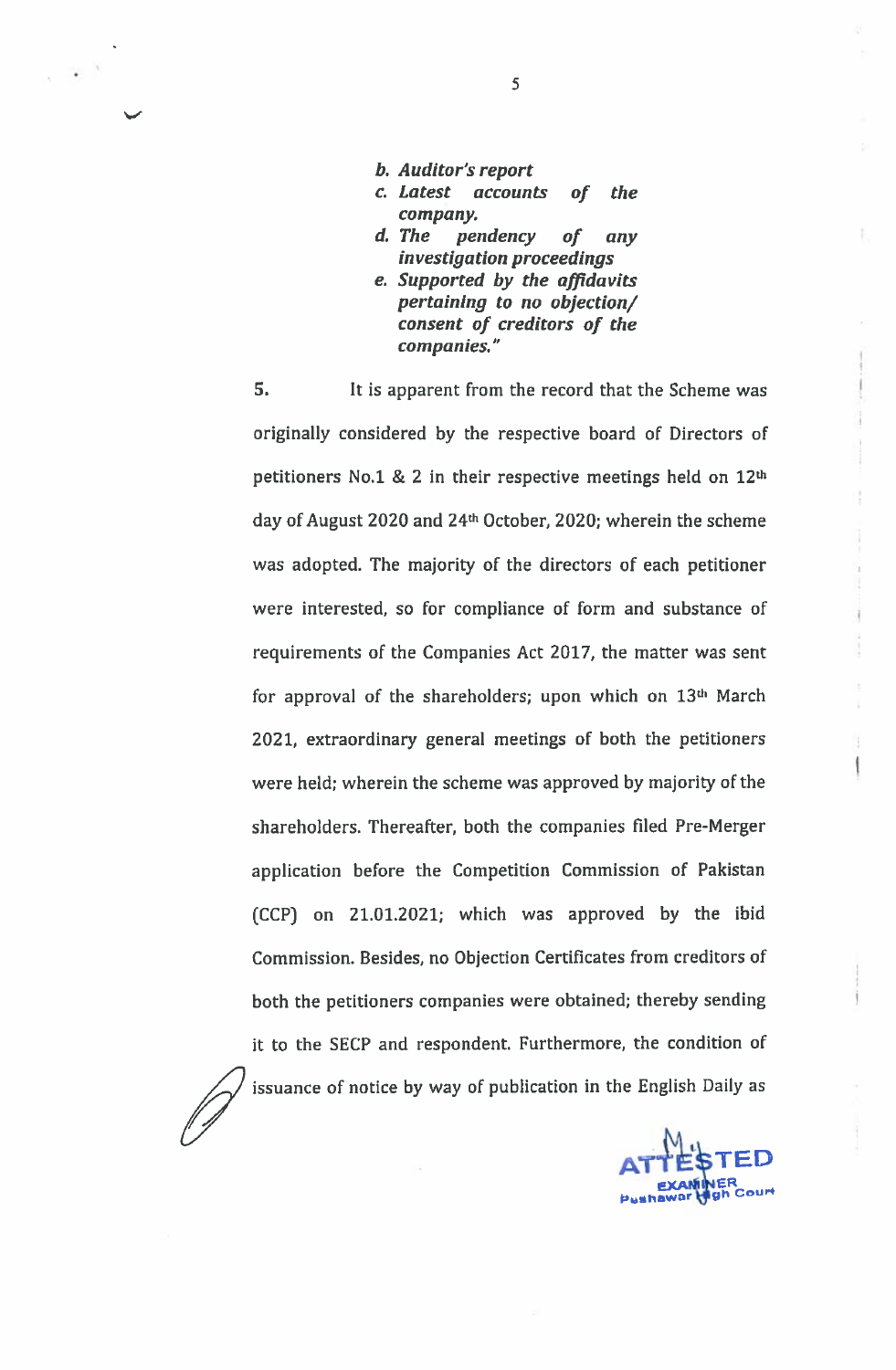*b. Auditor's report*
*c. Latest accounts of the company.*
*d. The pendency of any investigation proceedings*
*e. Supported by the affidavits pertaining to no objection/ consent of creditors of the companies."*

**5.** It is apparent from the record that the Scheme was originally considered by the respective board of Directors of petitioners No.1 & 2 in their respective meetings held on 12th day of August 2020 and 24th October, 2020; wherein the scheme was adopted. The majority of the directors of each petitioner were interested, so for compliance of form and substance of requirements of the Companies Act 2017, the matter was sent for approval of the shareholders; upon which on 13th March 2021, extraordinary general meetings of both the petitioners were held; wherein the scheme was approved by majority of the shareholders. Thereafter, both the companies filed Pre-Merger application before the Competition Commission of Pakistan (CCP) on 21.01.2021; which was approved by the ibid Commission. Besides, no Objection Certificates from creditors of both the petitioners companies were obtained; thereby sending it to the SECP and respondent. Furthermore, the condition of issuance of notice by way of publication in the English Daily as

ATTESTED
EXAMINER
Peshawar High Court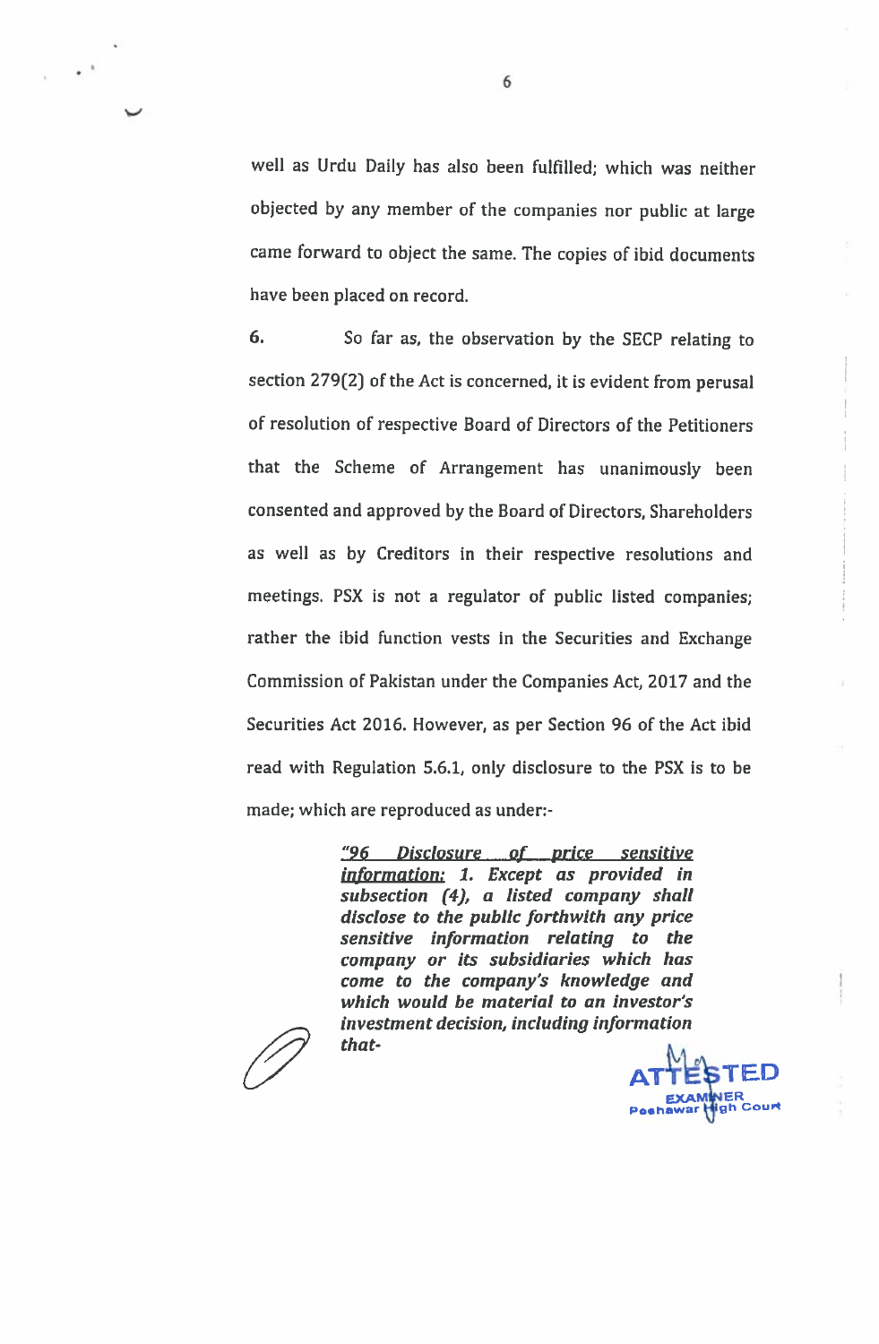well as Urdu Daily has also been fulfilled; which was neither objected by any member of the companies nor public at large came forward to object the same. The copies of ibid documents have been placed on record.

6. So far as, the observation by the SECP relating to section 279(2) of the Act is concerned, it is evident from perusal of resolution of respective Board of Directors of the Petitioners that the Scheme of Arrangement has unanimously been consented and approved by the Board of Directors, Shareholders as well as by Creditors in their respective resolutions and meetings. PSX is not a regulator of public listed companies; rather the ibid function vests in the Securities and Exchange Commission of Pakistan under the Companies Act, 2017 and the Securities Act 2016. However, as per Section 96 of the Act ibid read with Regulation 5.6.1, only disclosure to the PSX is to be made; which are reproduced as under:-

> ***"96 Disclosure of price sensitive information:*** ***1. Except as provided in subsection (4), a listed company shall disclose to the public forthwith any price sensitive information relating to the company or its subsidiaries which has come to the company's knowledge and which would be material to an investor's investment decision, including information that-***

ATTESTED
EXAMINER
Peshawar High Court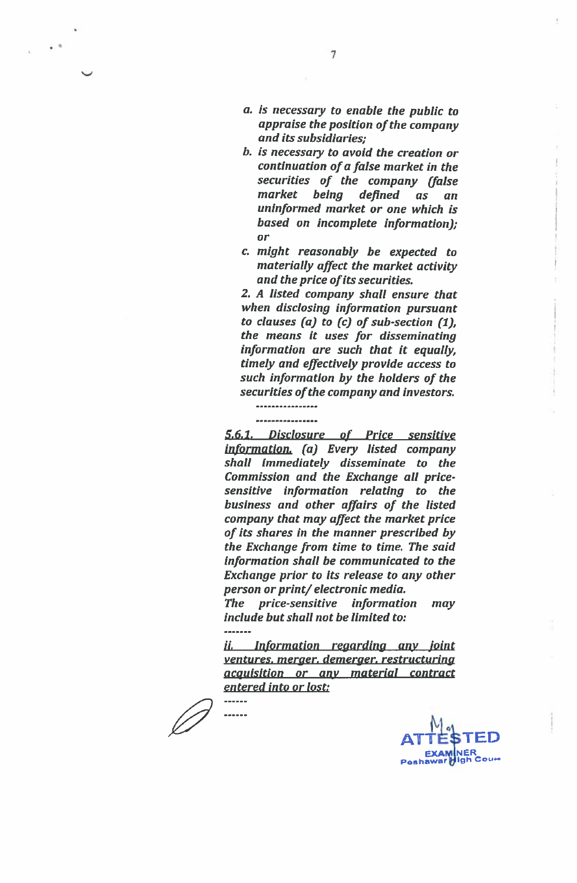*a. is necessary to enable the public to appraise the position of the company and its subsidiaries;*

*b. is necessary to avoid the creation or continuation of a false market in the securities of the company (false market being defined as an uninformed market or one which is based on incomplete information); or*

*c. might reasonably be expected to materially affect the market activity and the price of its securities.*

*2. A listed company shall ensure that when disclosing information pursuant to clauses (a) to (c) of sub-section (1), the means it uses for disseminating information are such that it equally, timely and effectively provide access to such information by the holders of the securities of the company and investors.*

*----------------*

*----------------*

***5.6.1. Disclosure of Price sensitive information.*** *(a) Every listed company shall immediately disseminate to the Commission and the Exchange all price-sensitive information relating to the business and other affairs of the listed company that may affect the market price of its shares in the manner prescribed by the Exchange from time to time. The said information shall be communicated to the Exchange prior to its release to any other person or print/ electronic media.*

*The price-sensitive information may include but shall not be limited to:*

*-------*

***ii. Information regarding any joint ventures, merger, demerger, restructuring acquisition or any material contract entered into or lost;***

*------*

*------*

ATTESTED
EXAMINER
Peshawar High Court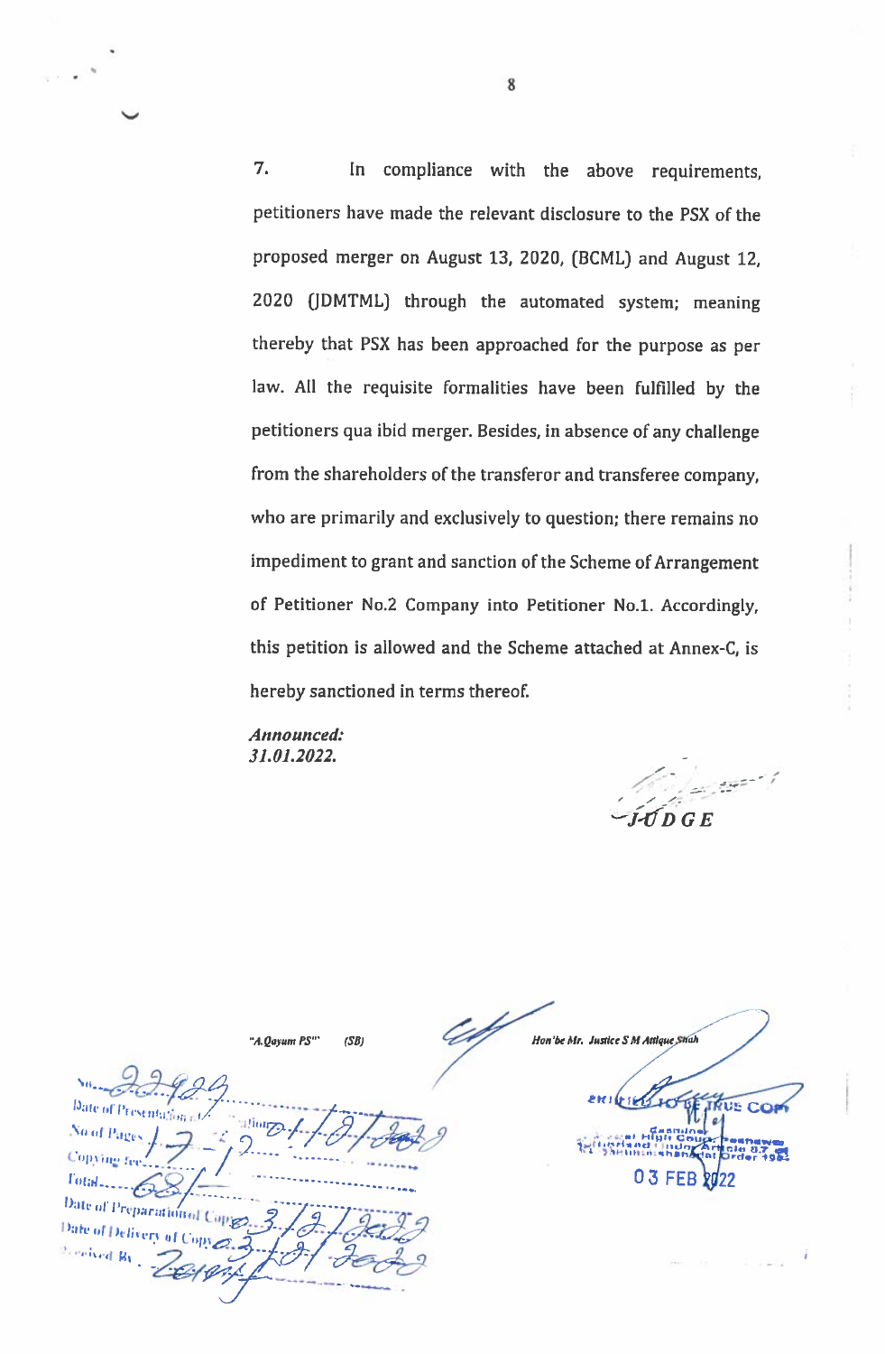7. In compliance with the above requirements, petitioners have made the relevant disclosure to the PSX of the proposed merger on August 13, 2020, (BCML) and August 12, 2020 (JDMTML) through the automated system; meaning thereby that PSX has been approached for the purpose as per law. All the requisite formalities have been fulfilled by the petitioners qua ibid merger. Besides, in absence of any challenge from the shareholders of the transferor and transferee company, who are primarily and exclusively to question; there remains no impediment to grant and sanction of the Scheme of Arrangement of Petitioner No.2 Company into Petitioner No.1. Accordingly, this petition is allowed and the Scheme attached at Annex-C, is hereby sanctioned in terms thereof.

***Announced:***
***31.01.2022.***

JUDGE

"A.Qayum PS"" (SB) Hon'be Mr. Justice S M Attique Shah

CERTIFIED TO BE TRUE COPY

03 FEB 2022

No. 22929
Date of Presentation of Application 01/02/2022
No of Pages 17
Copying fee
Total 68/-
Date of Preparation of Copy 03/02/2022
Date of Delivery of Copy 03/02/2022
Received By